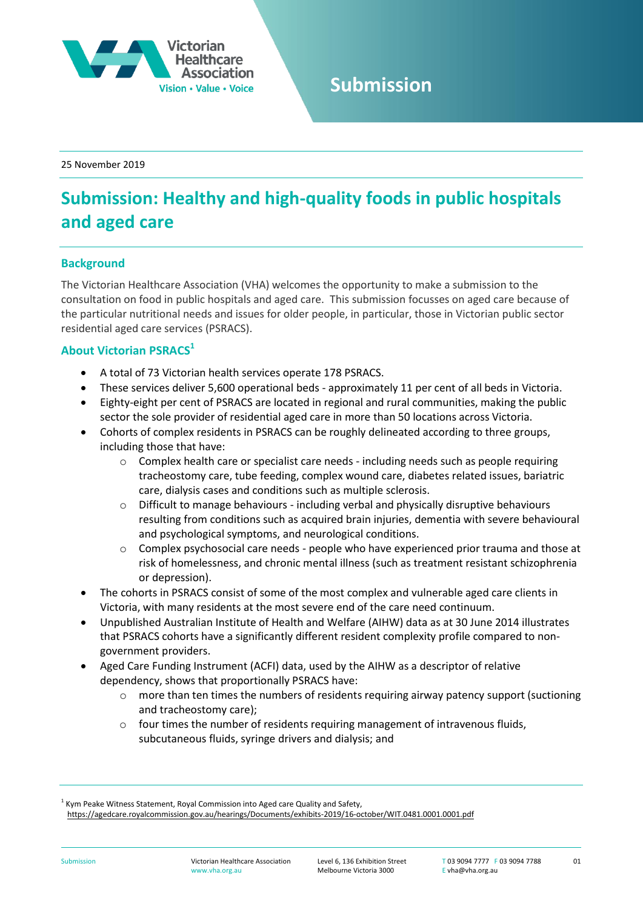Submission

25 November 2019

# Submission: Healthy and high-quality foods in public hospitals and aged care

## Background

The Victorian Healthcare Association (VHA) welcomes the opportunity to make a submission to the consultation on food in public hospitals and aged care. This submission focusses on aged care because of the particular nutritional needs and issues for older people, in particular, those in Victorian public sector residential aged care services (PSRACS).

## About Victorian PSRACS[1]

- A total of 73 Victorian health services operate 178 PSRACS.
- These services deliver 5,600 operational beds - approximately 11 per cent of all beds in Victoria.
- Eighty-eight per cent of PSRACS are located in regional and rural communities, making the public sector the sole provider of residential aged care in more than 50 locations across Victoria.
- Cohorts of complex residents in PSRACS can be roughly delineated according to three groups, including those that have:
  - Complex health care or specialist care needs - including needs such as people requiring tracheostomy care, tube feeding, complex wound care, diabetes related issues, bariatric care, dialysis cases and conditions such as multiple sclerosis.
  - Difficult to manage behaviours - including verbal and physically disruptive behaviours resulting from conditions such as acquired brain injuries, dementia with severe behavioural and psychological symptoms, and neurological conditions.
  - Complex psychosocial care needs - people who have experienced prior trauma and those at risk of homelessness, and chronic mental illness (such as treatment resistant schizophrenia or depression).
- The cohorts in PSRACS consist of some of the most complex and vulnerable aged care clients in Victoria, with many residents at the most severe end of the care need continuum.
- Unpublished Australian Institute of Health and Welfare (AIHW) data as at 30 June 2014 illustrates that PSRACS cohorts have a significantly different resident complexity profile compared to non-government providers.
- Aged Care Funding Instrument (ACFI) data, used by the AIHW as a descriptor of relative dependency, shows that proportionally PSRACS have:
  - more than ten times the numbers of residents requiring airway patency support (suctioning and tracheostomy care);
  - four times the number of residents requiring management of intravenous fluids, subcutaneous fluids, syringe drivers and dialysis; and

[1] Kym Peake Witness Statement, Royal Commission into Aged care Quality and Safety, https://agedcare.royalcommission.gov.au/hearings/Documents/exhibits-2019/16-october/WIT.0481.0001.0001.pdf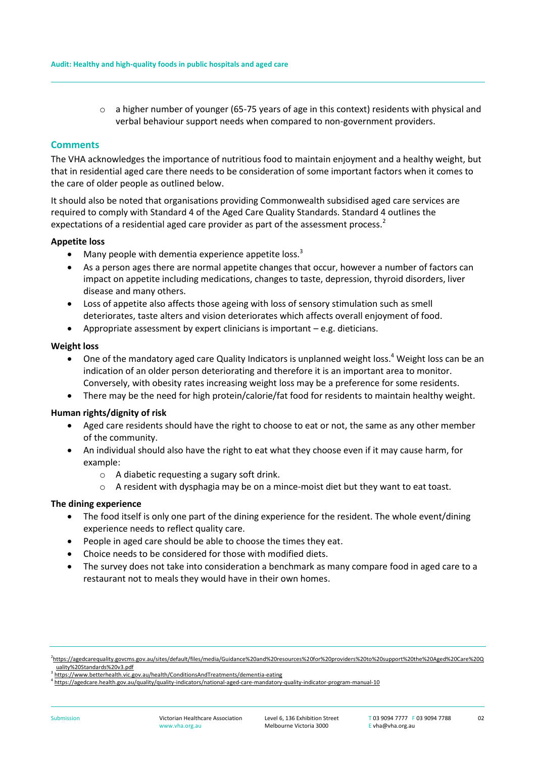- a higher number of younger (65-75 years of age in this context) residents with physical and verbal behaviour support needs when compared to non-government providers.

## Comments

The VHA acknowledges the importance of nutritious food to maintain enjoyment and a healthy weight, but that in residential aged care there needs to be consideration of some important factors when it comes to the care of older people as outlined below.

It should also be noted that organisations providing Commonwealth subsidised aged care services are required to comply with Standard 4 of the Aged Care Quality Standards. Standard 4 outlines the expectations of a residential aged care provider as part of the assessment process.[2]

**Appetite loss**

- Many people with dementia experience appetite loss.[3]
- As a person ages there are normal appetite changes that occur, however a number of factors can impact on appetite including medications, changes to taste, depression, thyroid disorders, liver disease and many others.
- Loss of appetite also affects those ageing with loss of sensory stimulation such as smell deteriorates, taste alters and vision deteriorates which affects overall enjoyment of food.
- Appropriate assessment by expert clinicians is important – e.g. dieticians.

**Weight loss**

- One of the mandatory aged care Quality Indicators is unplanned weight loss.[4] Weight loss can be an indication of an older person deteriorating and therefore it is an important area to monitor. Conversely, with obesity rates increasing weight loss may be a preference for some residents.
- There may be the need for high protein/calorie/fat food for residents to maintain healthy weight.

**Human rights/dignity of risk**

- Aged care residents should have the right to choose to eat or not, the same as any other member of the community.
- An individual should also have the right to eat what they choose even if it may cause harm, for example:
  - A diabetic requesting a sugary soft drink.
  - A resident with dysphagia may be on a mince-moist diet but they want to eat toast.

**The dining experience**

- The food itself is only one part of the dining experience for the resident. The whole event/dining experience needs to reflect quality care.
- People in aged care should be able to choose the times they eat.
- Choice needs to be considered for those with modified diets.
- The survey does not take into consideration a benchmark as many compare food in aged care to a restaurant not to meals they would have in their own homes.

---

[2] https://agedcarequality.govcms.gov.au/sites/default/files/media/Guidance%20and%20resources%20for%20providers%20to%20support%20the%20Aged%20Care%20Quality%20Standards%20v3.pdf

[3] https://www.betterhealth.vic.gov.au/health/ConditionsAndTreatments/dementia-eating

[4] https://agedcare.health.gov.au/quality/quality-indicators/national-aged-care-mandatory-quality-indicator-program-manual-10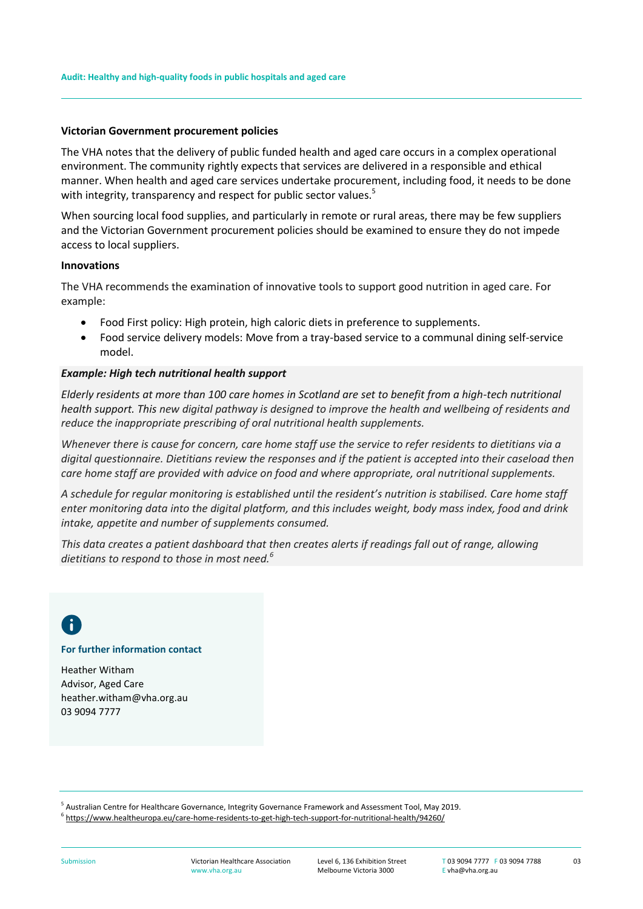### Victorian Government procurement policies

The VHA notes that the delivery of public funded health and aged care occurs in a complex operational environment. The community rightly expects that services are delivered in a responsible and ethical manner. When health and aged care services undertake procurement, including food, it needs to be done with integrity, transparency and respect for public sector values.[5]

When sourcing local food supplies, and particularly in remote or rural areas, there may be few suppliers and the Victorian Government procurement policies should be examined to ensure they do not impede access to local suppliers.

### Innovations

The VHA recommends the examination of innovative tools to support good nutrition in aged care. For example:

- Food First policy: High protein, high caloric diets in preference to supplements.
- Food service delivery models: Move from a tray-based service to a communal dining self-service model.

***Example: High tech nutritional health support***

*Elderly residents at more than 100 care homes in Scotland are set to benefit from a high-tech nutritional health support. This new digital pathway is designed to improve the health and wellbeing of residents and reduce the inappropriate prescribing of oral nutritional health supplements.*

*Whenever there is cause for concern, care home staff use the service to refer residents to dietitians via a digital questionnaire. Dietitians review the responses and if the patient is accepted into their caseload then care home staff are provided with advice on food and where appropriate, oral nutritional supplements.*

*A schedule for regular monitoring is established until the resident's nutrition is stabilised. Care home staff enter monitoring data into the digital platform, and this includes weight, body mass index, food and drink intake, appetite and number of supplements consumed.*

*This data creates a patient dashboard that then creates alerts if readings fall out of range, allowing dietitians to respond to those in most need.*[6]

**For further information contact**

Heather Witham
Advisor, Aged Care
heather.witham@vha.org.au
03 9094 7777

[5] Australian Centre for Healthcare Governance, Integrity Governance Framework and Assessment Tool, May 2019.

[6] https://www.healtheuropa.eu/care-home-residents-to-get-high-tech-support-for-nutritional-health/94260/